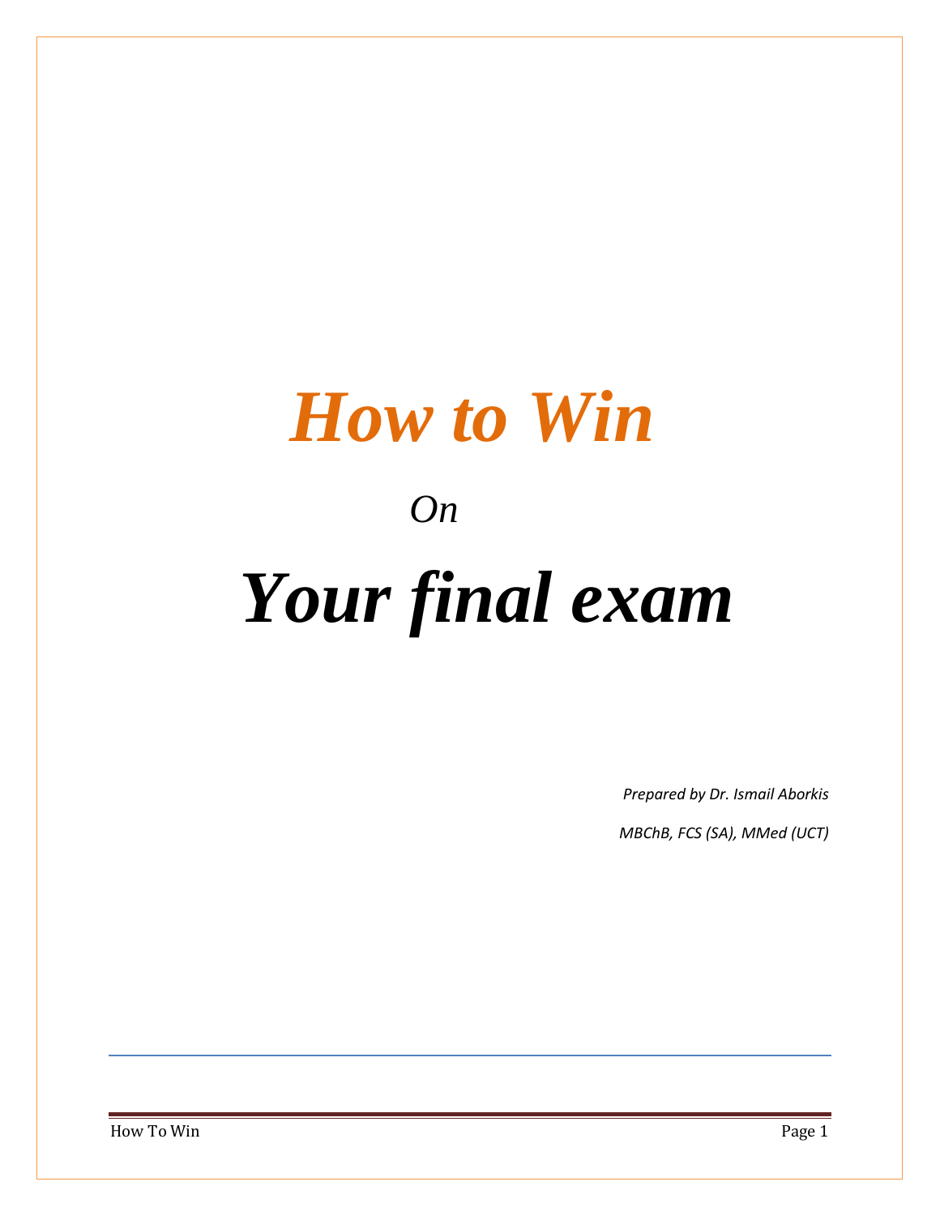# *How to Win*

*On*

# *Your final exam*

*Prepared by Dr. Ismail Aborkis*

*MBChB, FCS (SA), MMed (UCT)*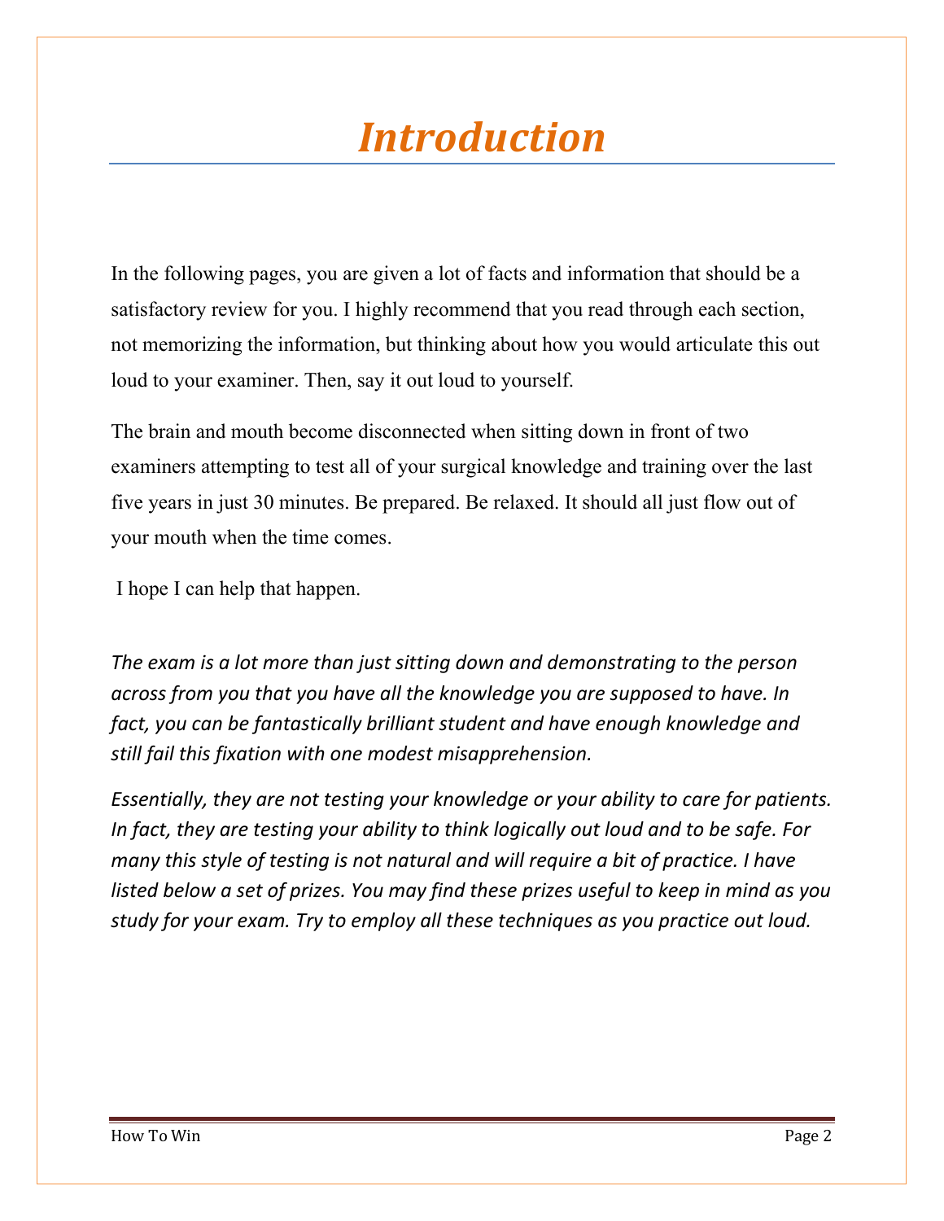# *Introduction*

In the following pages, you are given a lot of facts and information that should be a satisfactory review for you. I highly recommend that you read through each section, not memorizing the information, but thinking about how you would articulate this out loud to your examiner. Then, say it out loud to yourself.

The brain and mouth become disconnected when sitting down in front of two examiners attempting to test all of your surgical knowledge and training over the last five years in just 30 minutes. Be prepared. Be relaxed. It should all just flow out of your mouth when the time comes.

I hope I can help that happen.

*The exam is a lot more than just sitting down and demonstrating to the person across from you that you have all the knowledge you are supposed to have. In fact, you can be fantastically brilliant student and have enough knowledge and still fail this fixation with one modest misapprehension.*

*Essentially, they are not testing your knowledge or your ability to care for patients. In fact, they are testing your ability to think logically out loud and to be safe. For many this style of testing is not natural and will require a bit of practice. I have listed below a set of prizes. You may find these prizes useful to keep in mind as you study for your exam. Try to employ all these techniques as you practice out loud.*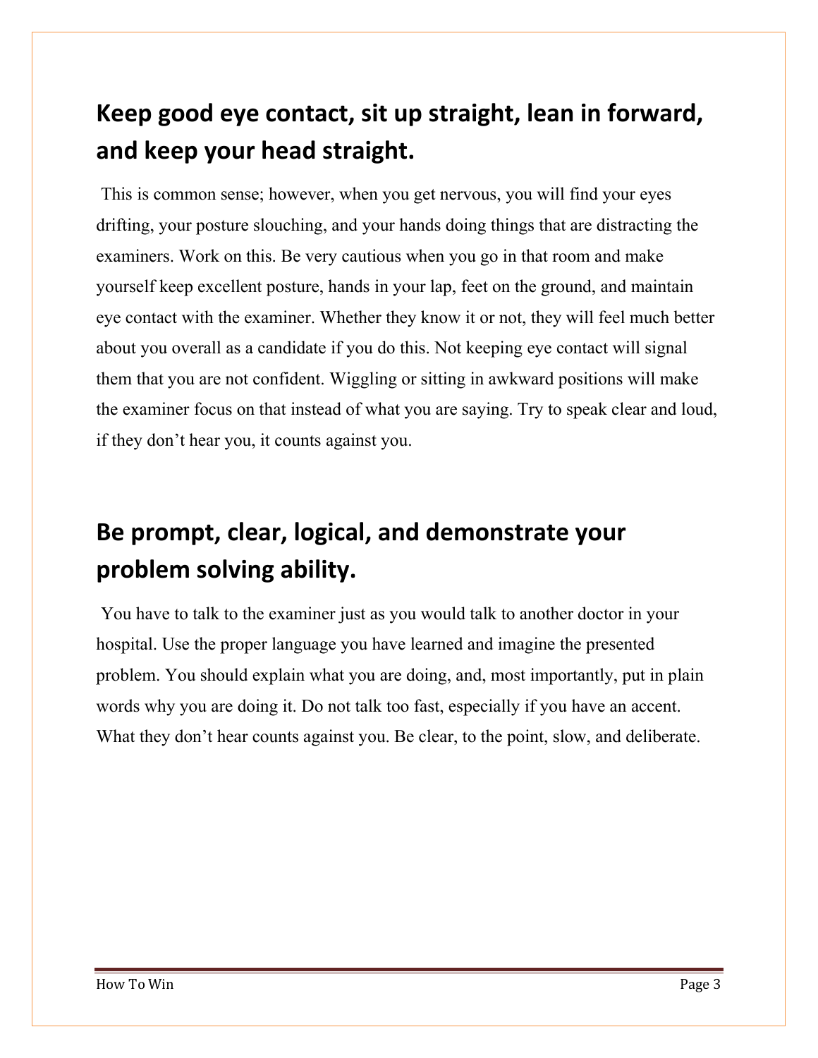## Keep good eye contact, sit up straight, lean in forward, and keep your head straight.

This is common sense; however, when you get nervous, you will find your eyes drifting, your posture slouching, and your hands doing things that are distracting the examiners. Work on this. Be very cautious when you go in that room and make yourself keep excellent posture, hands in your lap, feet on the ground, and maintain eye contact with the examiner. Whether they know it or not, they will feel much better about you overall as a candidate if you do this. Not keeping eye contact will signal them that you are not confident. Wiggling or sitting in awkward positions will make the examiner focus on that instead of what you are saying. Try to speak clear and loud, if they don't hear you, it counts against you.

## Be prompt, clear, logical, and demonstrate your problem solving ability.

You have to talk to the examiner just as you would talk to another doctor in your hospital. Use the proper language you have learned and imagine the presented problem. You should explain what you are doing, and, most importantly, put in plain words why you are doing it. Do not talk too fast, especially if you have an accent. What they don't hear counts against you. Be clear, to the point, slow, and deliberate.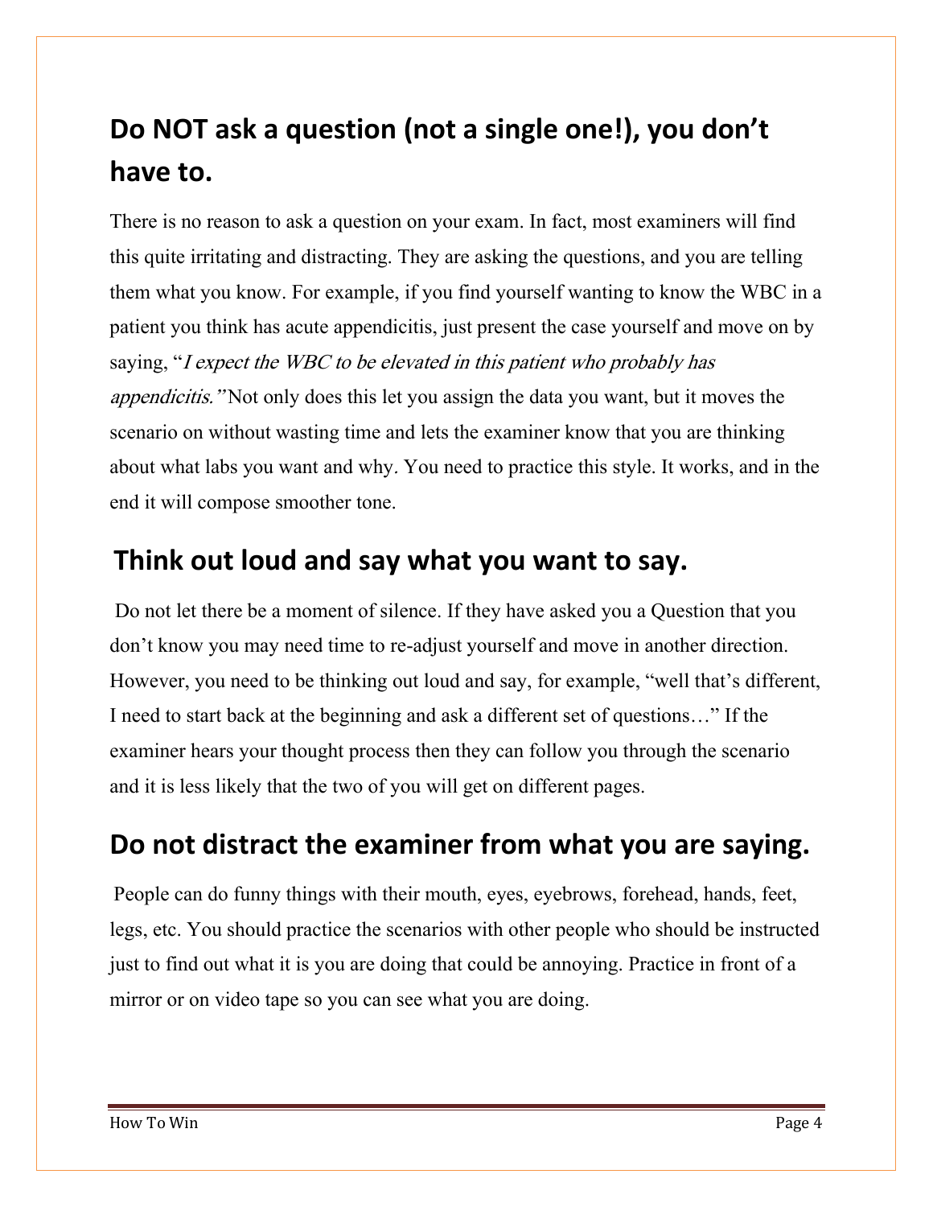## Do NOT ask a question (not a single one!), you don't have to.

There is no reason to ask a question on your exam. In fact, most examiners will find this quite irritating and distracting. They are asking the questions, and you are telling them what you know. For example, if you find yourself wanting to know the WBC in a patient you think has acute appendicitis, just present the case yourself and move on by saying, "*I expect the WBC to be elevated in this patient who probably has appendicitis.*" Not only does this let you assign the data you want, but it moves the scenario on without wasting time and lets the examiner know that you are thinking about what labs you want and why. You need to practice this style. It works, and in the end it will compose smoother tone.

## Think out loud and say what you want to say.

Do not let there be a moment of silence. If they have asked you a Question that you don't know you may need time to re-adjust yourself and move in another direction. However, you need to be thinking out loud and say, for example, "well that's different, I need to start back at the beginning and ask a different set of questions…" If the examiner hears your thought process then they can follow you through the scenario and it is less likely that the two of you will get on different pages.

## Do not distract the examiner from what you are saying.

People can do funny things with their mouth, eyes, eyebrows, forehead, hands, feet, legs, etc. You should practice the scenarios with other people who should be instructed just to find out what it is you are doing that could be annoying. Practice in front of a mirror or on video tape so you can see what you are doing.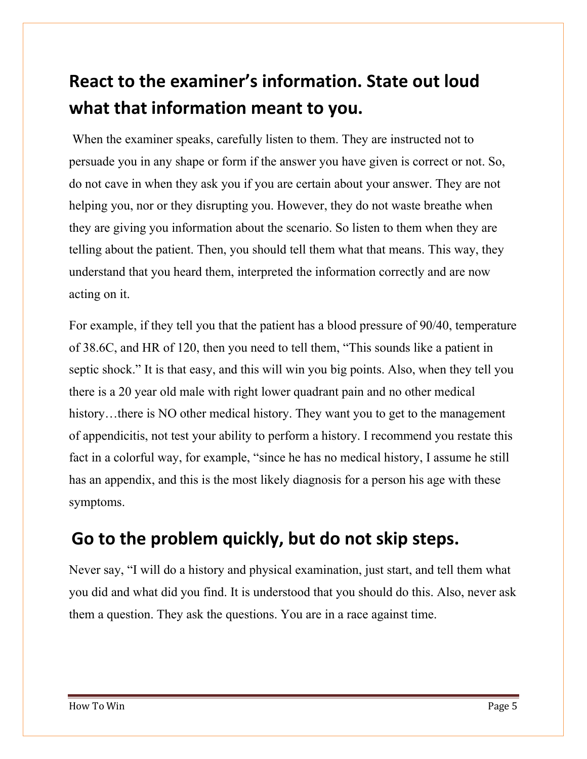## React to the examiner's information. State out loud what that information meant to you.

When the examiner speaks, carefully listen to them. They are instructed not to persuade you in any shape or form if the answer you have given is correct or not. So, do not cave in when they ask you if you are certain about your answer. They are not helping you, nor or they disrupting you. However, they do not waste breathe when they are giving you information about the scenario. So listen to them when they are telling about the patient. Then, you should tell them what that means. This way, they understand that you heard them, interpreted the information correctly and are now acting on it.

For example, if they tell you that the patient has a blood pressure of 90/40, temperature of 38.6C, and HR of 120, then you need to tell them, "This sounds like a patient in septic shock." It is that easy, and this will win you big points. Also, when they tell you there is a 20 year old male with right lower quadrant pain and no other medical history…there is NO other medical history. They want you to get to the management of appendicitis, not test your ability to perform a history. I recommend you restate this fact in a colorful way, for example, "since he has no medical history, I assume he still has an appendix, and this is the most likely diagnosis for a person his age with these symptoms.

## Go to the problem quickly, but do not skip steps.

Never say, "I will do a history and physical examination, just start, and tell them what you did and what did you find. It is understood that you should do this. Also, never ask them a question. They ask the questions. You are in a race against time.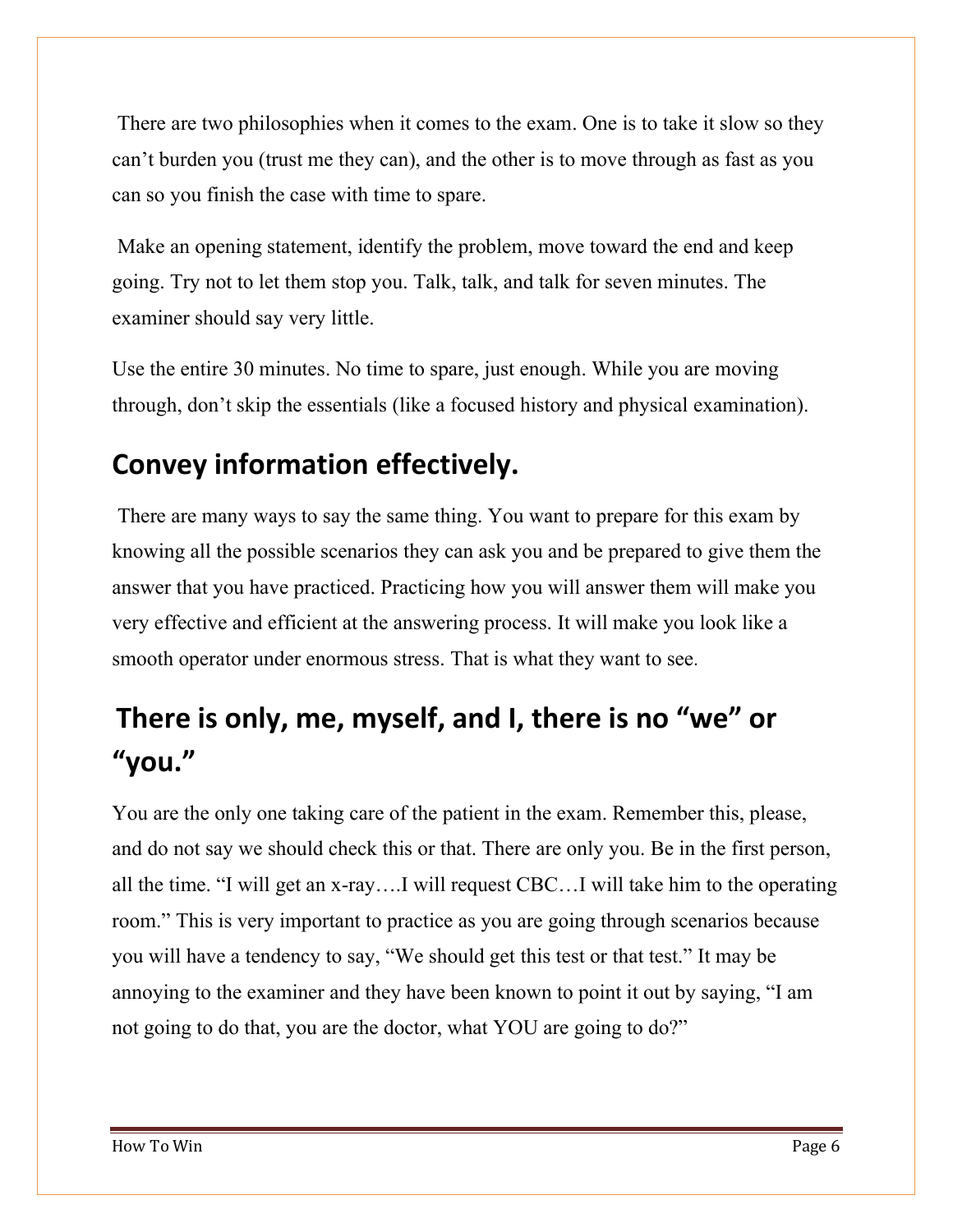There are two philosophies when it comes to the exam. One is to take it slow so they can't burden you (trust me they can), and the other is to move through as fast as you can so you finish the case with time to spare.

Make an opening statement, identify the problem, move toward the end and keep going. Try not to let them stop you. Talk, talk, and talk for seven minutes. The examiner should say very little.

Use the entire 30 minutes. No time to spare, just enough. While you are moving through, don't skip the essentials (like a focused history and physical examination).

## Convey information effectively.

There are many ways to say the same thing. You want to prepare for this exam by knowing all the possible scenarios they can ask you and be prepared to give them the answer that you have practiced. Practicing how you will answer them will make you very effective and efficient at the answering process. It will make you look like a smooth operator under enormous stress. That is what they want to see.

## There is only, me, myself, and I, there is no "we" or "you."

You are the only one taking care of the patient in the exam. Remember this, please, and do not say we should check this or that. There are only you. Be in the first person, all the time. "I will get an x-ray….I will request CBC…I will take him to the operating room." This is very important to practice as you are going through scenarios because you will have a tendency to say, "We should get this test or that test." It may be annoying to the examiner and they have been known to point it out by saying, "I am not going to do that, you are the doctor, what YOU are going to do?"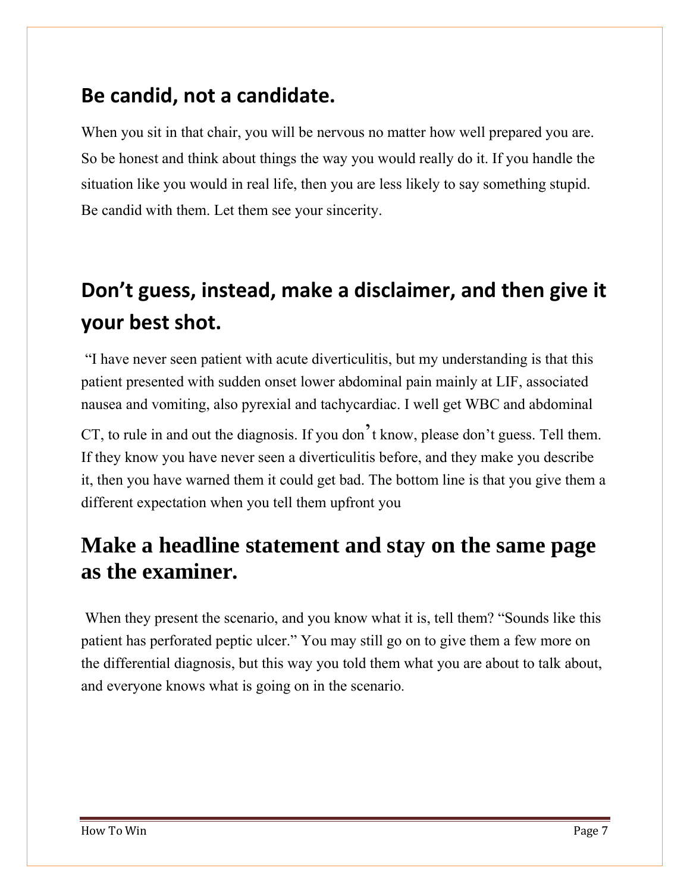## Be candid, not a candidate.

When you sit in that chair, you will be nervous no matter how well prepared you are. So be honest and think about things the way you would really do it. If you handle the situation like you would in real life, then you are less likely to say something stupid. Be candid with them. Let them see your sincerity.

## Don't guess, instead, make a disclaimer, and then give it your best shot.

"I have never seen patient with acute diverticulitis, but my understanding is that this patient presented with sudden onset lower abdominal pain mainly at LIF, associated nausea and vomiting, also pyrexial and tachycardiac. I well get WBC and abdominal CT, to rule in and out the diagnosis. If you don't know, please don't guess. Tell them. If they know you have never seen a diverticulitis before, and they make you describe it, then you have warned them it could get bad. The bottom line is that you give them a different expectation when you tell them upfront you

## Make a headline statement and stay on the same page as the examiner.

When they present the scenario, and you know what it is, tell them? "Sounds like this patient has perforated peptic ulcer." You may still go on to give them a few more on the differential diagnosis, but this way you told them what you are about to talk about, and everyone knows what is going on in the scenario.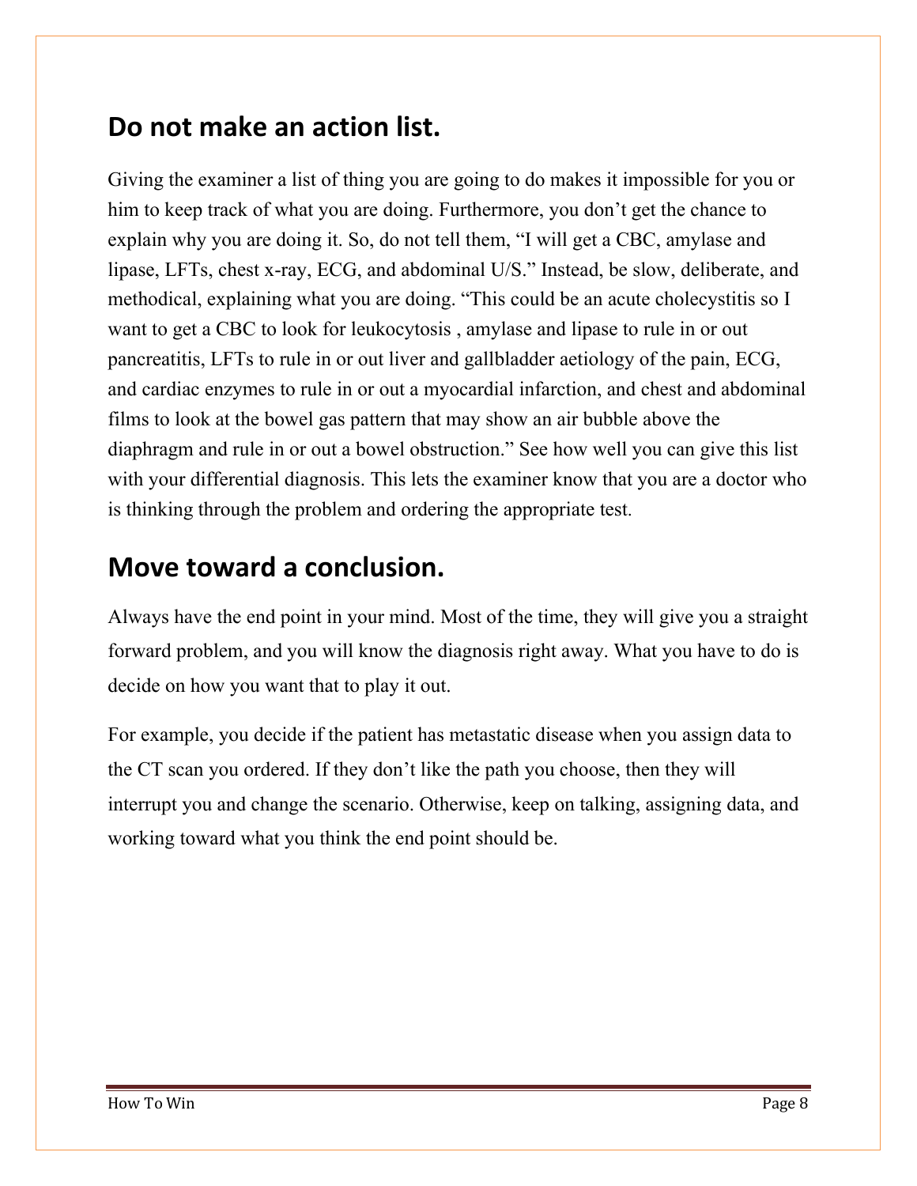## Do not make an action list.

Giving the examiner a list of thing you are going to do makes it impossible for you or him to keep track of what you are doing. Furthermore, you don't get the chance to explain why you are doing it. So, do not tell them, "I will get a CBC, amylase and lipase, LFTs, chest x-ray, ECG, and abdominal U/S." Instead, be slow, deliberate, and methodical, explaining what you are doing. "This could be an acute cholecystitis so I want to get a CBC to look for leukocytosis , amylase and lipase to rule in or out pancreatitis, LFTs to rule in or out liver and gallbladder aetiology of the pain, ECG, and cardiac enzymes to rule in or out a myocardial infarction, and chest and abdominal films to look at the bowel gas pattern that may show an air bubble above the diaphragm and rule in or out a bowel obstruction." See how well you can give this list with your differential diagnosis. This lets the examiner know that you are a doctor who is thinking through the problem and ordering the appropriate test.

## Move toward a conclusion.

Always have the end point in your mind. Most of the time, they will give you a straight forward problem, and you will know the diagnosis right away. What you have to do is decide on how you want that to play it out.

For example, you decide if the patient has metastatic disease when you assign data to the CT scan you ordered. If they don't like the path you choose, then they will interrupt you and change the scenario. Otherwise, keep on talking, assigning data, and working toward what you think the end point should be.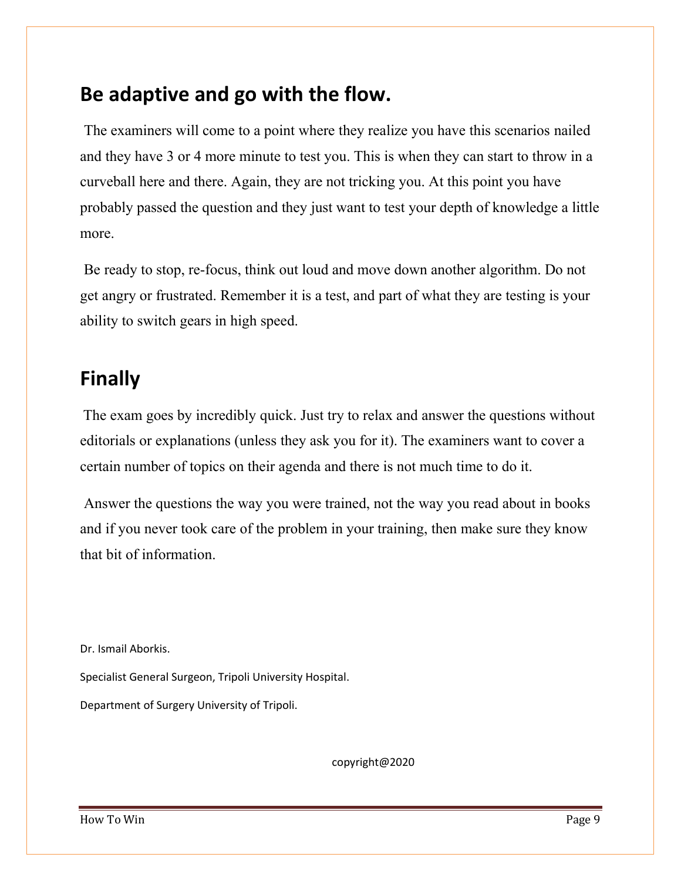## Be adaptive and go with the flow.

The examiners will come to a point where they realize you have this scenarios nailed and they have 3 or 4 more minute to test you. This is when they can start to throw in a curveball here and there. Again, they are not tricking you. At this point you have probably passed the question and they just want to test your depth of knowledge a little more.

Be ready to stop, re-focus, think out loud and move down another algorithm. Do not get angry or frustrated. Remember it is a test, and part of what they are testing is your ability to switch gears in high speed.

## Finally

The exam goes by incredibly quick. Just try to relax and answer the questions without editorials or explanations (unless they ask you for it). The examiners want to cover a certain number of topics on their agenda and there is not much time to do it.

Answer the questions the way you were trained, not the way you read about in books and if you never took care of the problem in your training, then make sure they know that bit of information.

Dr. Ismail Aborkis.

Specialist General Surgeon, Tripoli University Hospital.

Department of Surgery University of Tripoli.

copyright@2020